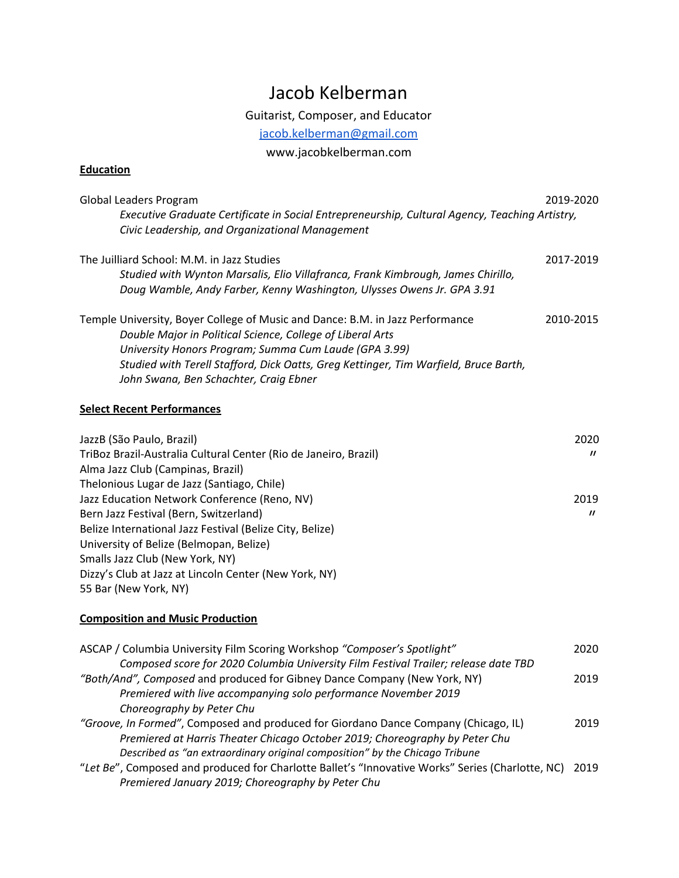# Jacob Kelberman

Guitarist, Composer, and Educator

jacob.kelberman@gmail.com

www.jacobkelberman.com

**Education**

Global Leaders Program — 2019-2020

*Executive Graduate Certificate in Social Entrepreneurship, Cultural Agency, Teaching Artistry, Civic Leadership, and Organizational Management*

The Juilliard School: M.M. in Jazz Studies — 2017-2019

*Studied with Wynton Marsalis, Elio Villafranca, Frank Kimbrough, James Chirillo, Doug Wamble, Andy Farber, Kenny Washington, Ulysses Owens Jr. GPA 3.91*

Temple University, Boyer College of Music and Dance: B.M. in Jazz Performance — 2010-2015

*Double Major in Political Science, College of Liberal Arts*

*University Honors Program; Summa Cum Laude (GPA 3.99)*

*Studied with Terell Stafford, Dick Oatts, Greg Kettinger, Tim Warfield, Bruce Barth, John Swana, Ben Schachter, Craig Ebner*

**Select Recent Performances**

JazzB (São Paulo, Brazil) — 2020

TriBoz Brazil-Australia Cultural Center (Rio de Janeiro, Brazil) — "

Alma Jazz Club (Campinas, Brazil)

Thelonious Lugar de Jazz (Santiago, Chile)

Jazz Education Network Conference (Reno, NV) — 2019

Bern Jazz Festival (Bern, Switzerland) — "

Belize International Jazz Festival (Belize City, Belize)

University of Belize (Belmopan, Belize)

Smalls Jazz Club (New York, NY)

Dizzy's Club at Jazz at Lincoln Center (New York, NY)

55 Bar (New York, NY)

**Composition and Music Production**

ASCAP / Columbia University Film Scoring Workshop *"Composer's Spotlight"* — 2020

*Composed score for 2020 Columbia University Film Festival Trailer; release date TBD*

*"Both/And", Composed* and produced for Gibney Dance Company (New York, NY) — 2019

*Premiered with live accompanying solo performance November 2019*

*Choreography by Peter Chu*

*"Groove, In Formed"*, Composed and produced for Giordano Dance Company (Chicago, IL) — 2019

*Premiered at Harris Theater Chicago October 2019; Choreography by Peter Chu*

*Described as "an extraordinary original composition" by the Chicago Tribune*

"*Let Be*", Composed and produced for Charlotte Ballet's "Innovative Works" Series (Charlotte, NC) — 2019

*Premiered January 2019; Choreography by Peter Chu*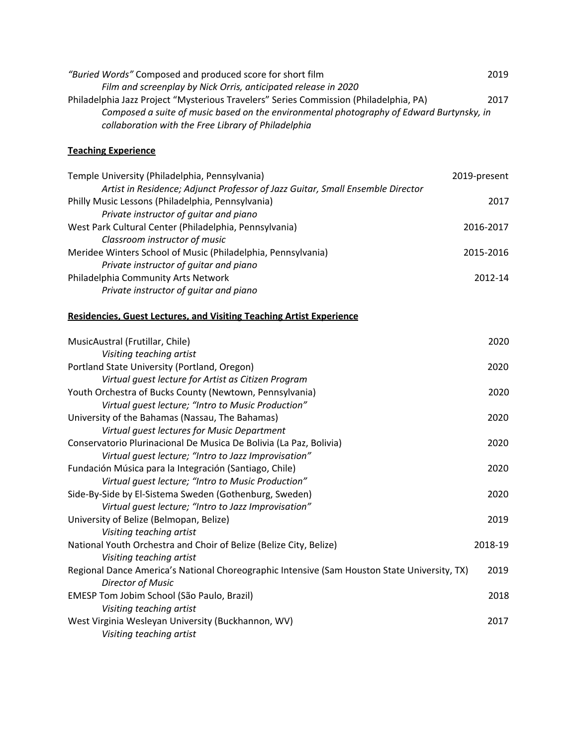*"Buried Words"* Composed and produced score for short film — 2019
*Film and screenplay by Nick Orris, anticipated release in 2020*

Philadelphia Jazz Project "Mysterious Travelers" Series Commission (Philadelphia, PA) — 2017
*Composed a suite of music based on the environmental photography of Edward Burtynsky, in collaboration with the Free Library of Philadelphia*

## Teaching Experience

Temple University (Philadelphia, Pennsylvania) — 2019-present
*Artist in Residence; Adjunct Professor of Jazz Guitar, Small Ensemble Director*

Philly Music Lessons (Philadelphia, Pennsylvania) — 2017
*Private instructor of guitar and piano*

West Park Cultural Center (Philadelphia, Pennsylvania) — 2016-2017
*Classroom instructor of music*

Meridee Winters School of Music (Philadelphia, Pennsylvania) — 2015-2016
*Private instructor of guitar and piano*

Philadelphia Community Arts Network — 2012-14
*Private instructor of guitar and piano*

## Residencies, Guest Lectures, and Visiting Teaching Artist Experience

MusicAustral (Frutillar, Chile) — 2020
*Visiting teaching artist*

Portland State University (Portland, Oregon) — 2020
*Virtual guest lecture for Artist as Citizen Program*

Youth Orchestra of Bucks County (Newtown, Pennsylvania) — 2020
*Virtual guest lecture; "Intro to Music Production"*

University of the Bahamas (Nassau, The Bahamas) — 2020
*Virtual guest lectures for Music Department*

Conservatorio Plurinacional De Musica De Bolivia (La Paz, Bolivia) — 2020
*Virtual guest lecture; "Intro to Jazz Improvisation"*

Fundación Música para la Integración (Santiago, Chile) — 2020
*Virtual guest lecture; "Intro to Music Production"*

Side-By-Side by El-Sistema Sweden (Gothenburg, Sweden) — 2020
*Virtual guest lecture; "Intro to Jazz Improvisation"*

University of Belize (Belmopan, Belize) — 2019
*Visiting teaching artist*

National Youth Orchestra and Choir of Belize (Belize City, Belize) — 2018-19
*Visiting teaching artist*

Regional Dance America's National Choreographic Intensive (Sam Houston State University, TX) — 2019
*Director of Music*

EMESP Tom Jobim School (São Paulo, Brazil) — 2018
*Visiting teaching artist*

West Virginia Wesleyan University (Buckhannon, WV) — 2017
*Visiting teaching artist*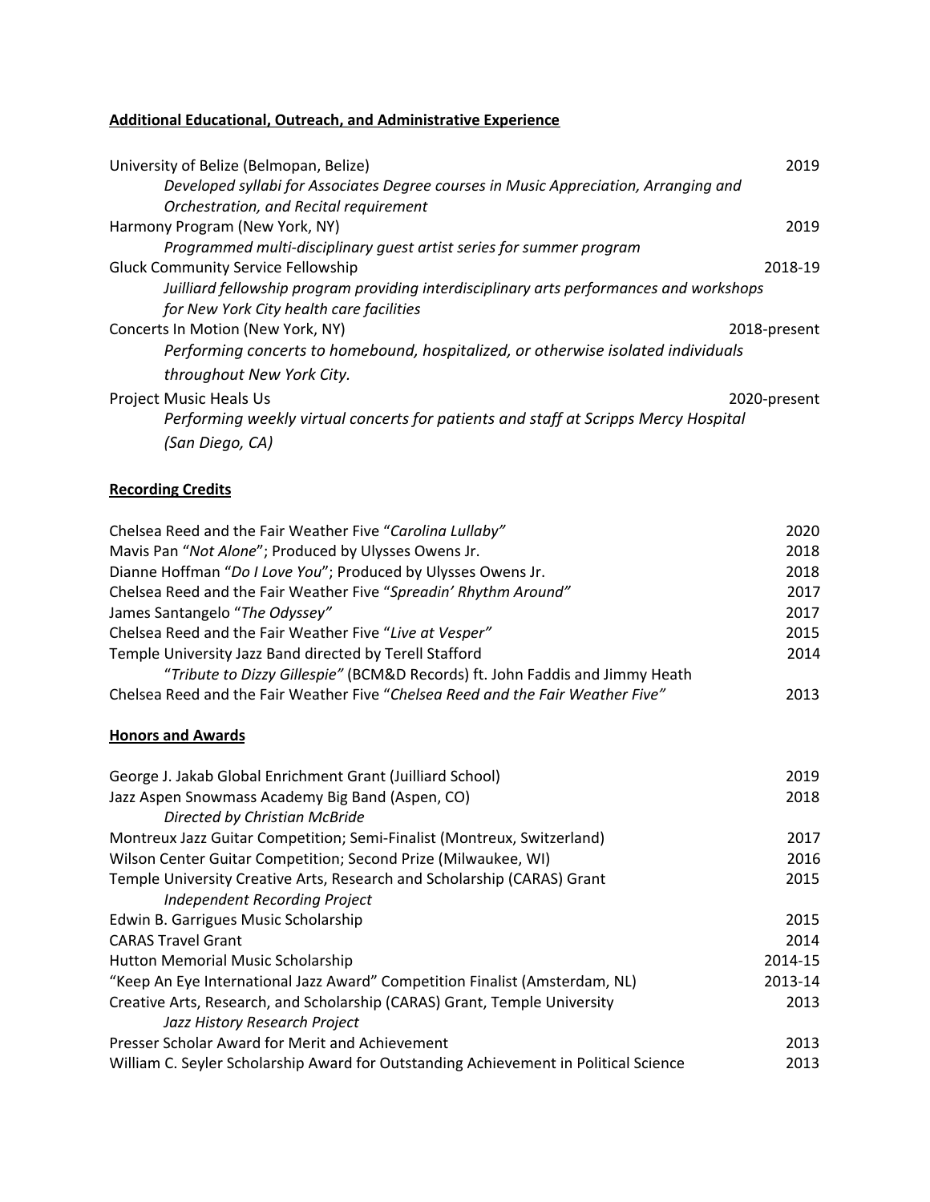**Additional Educational, Outreach, and Administrative Experience**

University of Belize (Belmopan, Belize) 2019
*Developed syllabi for Associates Degree courses in Music Appreciation, Arranging and Orchestration, and Recital requirement*

Harmony Program (New York, NY) 2019
*Programmed multi-disciplinary guest artist series for summer program*

Gluck Community Service Fellowship 2018-19
*Juilliard fellowship program providing interdisciplinary arts performances and workshops for New York City health care facilities*

Concerts In Motion (New York, NY) 2018-present
*Performing concerts to homebound, hospitalized, or otherwise isolated individuals throughout New York City.*

Project Music Heals Us 2020-present
*Performing weekly virtual concerts for patients and staff at Scripps Mercy Hospital (San Diego, CA)*

**Recording Credits**

Chelsea Reed and the Fair Weather Five "*Carolina Lullaby"* 2020
Mavis Pan "*Not Alone*"; Produced by Ulysses Owens Jr. 2018
Dianne Hoffman "*Do I Love You*"; Produced by Ulysses Owens Jr. 2018
Chelsea Reed and the Fair Weather Five "*Spreadin' Rhythm Around"* 2017
James Santangelo "*The Odyssey"* 2017
Chelsea Reed and the Fair Weather Five "*Live at Vesper"* 2015
Temple University Jazz Band directed by Terell Stafford 2014
"*Tribute to Dizzy Gillespie"* (BCM&D Records) ft. John Faddis and Jimmy Heath
Chelsea Reed and the Fair Weather Five "*Chelsea Reed and the Fair Weather Five"* 2013

**Honors and Awards**

George J. Jakab Global Enrichment Grant (Juilliard School) 2019
Jazz Aspen Snowmass Academy Big Band (Aspen, CO) 2018
*Directed by Christian McBride*
Montreux Jazz Guitar Competition; Semi-Finalist (Montreux, Switzerland) 2017
Wilson Center Guitar Competition; Second Prize (Milwaukee, WI) 2016
Temple University Creative Arts, Research and Scholarship (CARAS) Grant 2015
*Independent Recording Project*
Edwin B. Garrigues Music Scholarship 2015
CARAS Travel Grant 2014
Hutton Memorial Music Scholarship 2014-15
"Keep An Eye International Jazz Award" Competition Finalist (Amsterdam, NL) 2013-14
Creative Arts, Research, and Scholarship (CARAS) Grant, Temple University 2013
*Jazz History Research Project*
Presser Scholar Award for Merit and Achievement 2013
William C. Seyler Scholarship Award for Outstanding Achievement in Political Science 2013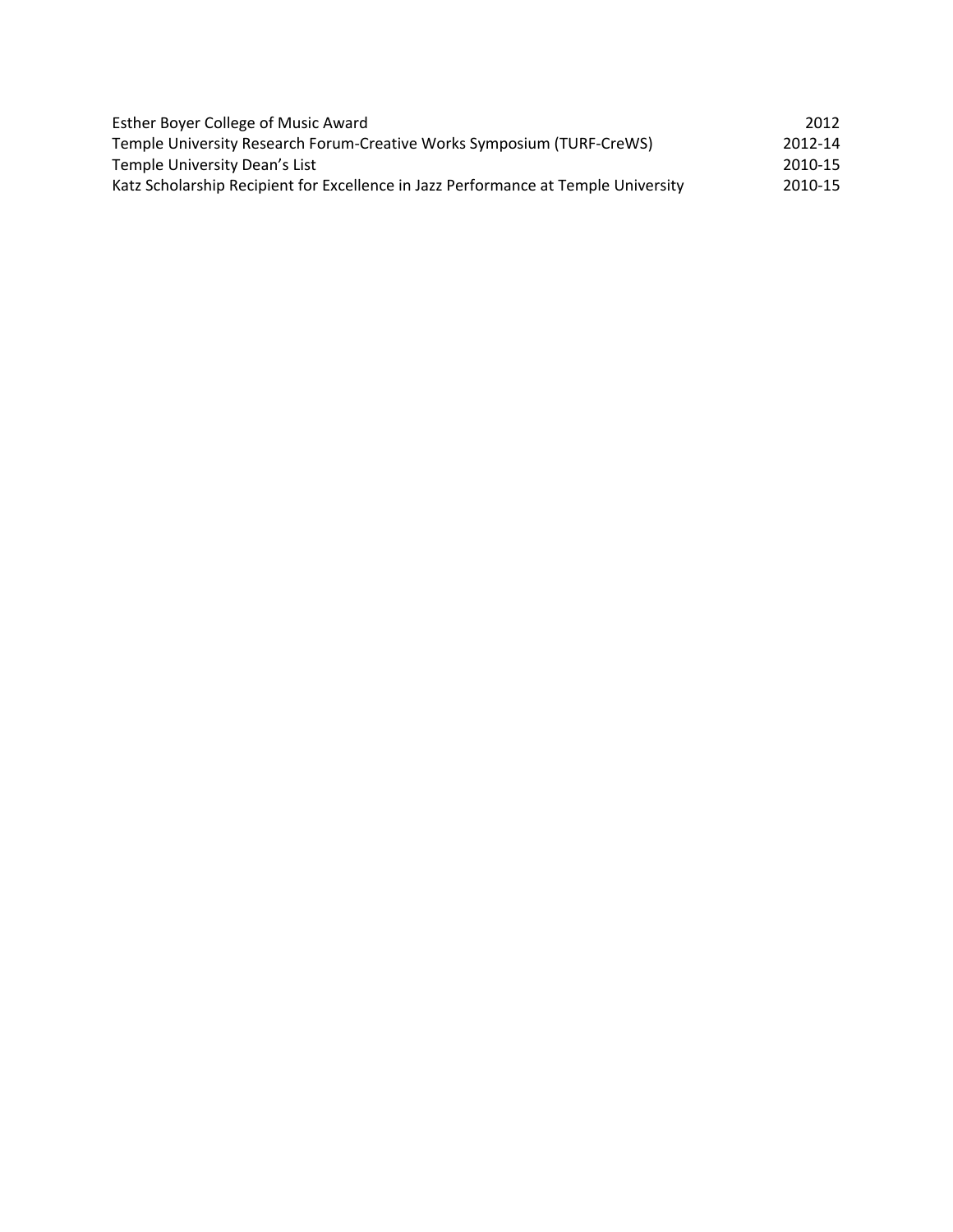| | |
|---|---|
| Esther Boyer College of Music Award | 2012 |
| Temple University Research Forum-Creative Works Symposium (TURF-CreWS) | 2012-14 |
| Temple University Dean's List | 2010-15 |
| Katz Scholarship Recipient for Excellence in Jazz Performance at Temple University | 2010-15 |